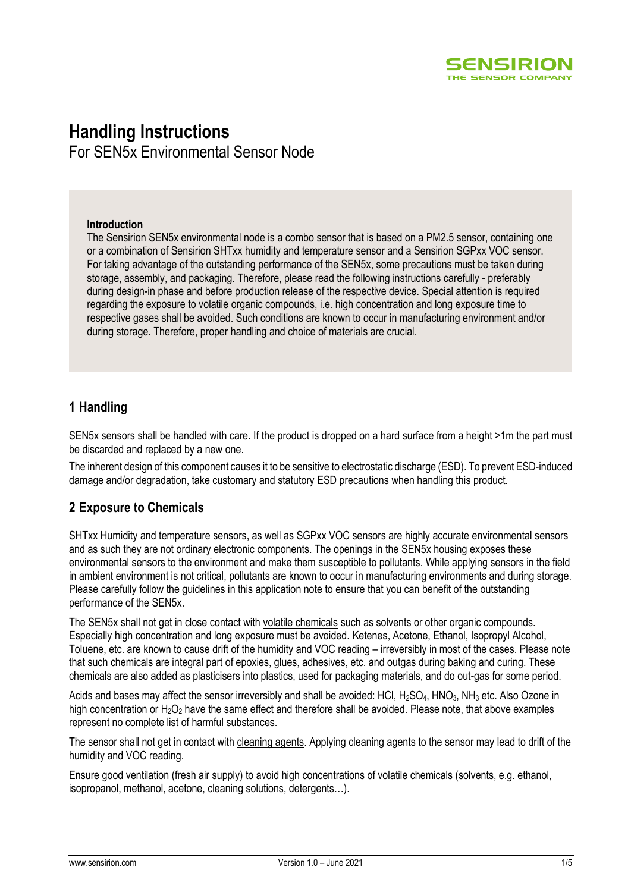# Handling Instructions

For SEN5x Environmental Sensor Node

**Introduction**

The Sensirion SEN5x environmental node is a combo sensor that is based on a PM2.5 sensor, containing one or a combination of Sensirion SHTxx humidity and temperature sensor and a Sensirion SGPxx VOC sensor. For taking advantage of the outstanding performance of the SEN5x, some precautions must be taken during storage, assembly, and packaging. Therefore, please read the following instructions carefully - preferably during design-in phase and before production release of the respective device. Special attention is required regarding the exposure to volatile organic compounds, i.e. high concentration and long exposure time to respective gases shall be avoided. Such conditions are known to occur in manufacturing environment and/or during storage. Therefore, proper handling and choice of materials are crucial.

## 1 Handling

SEN5x sensors shall be handled with care. If the product is dropped on a hard surface from a height >1m the part must be discarded and replaced by a new one.

The inherent design of this component causes it to be sensitive to electrostatic discharge (ESD). To prevent ESD-induced damage and/or degradation, take customary and statutory ESD precautions when handling this product.

## 2 Exposure to Chemicals

SHTxx Humidity and temperature sensors, as well as SGPxx VOC sensors are highly accurate environmental sensors and as such they are not ordinary electronic components. The openings in the SEN5x housing exposes these environmental sensors to the environment and make them susceptible to pollutants. While applying sensors in the field in ambient environment is not critical, pollutants are known to occur in manufacturing environments and during storage. Please carefully follow the guidelines in this application note to ensure that you can benefit of the outstanding performance of the SEN5x.

The SEN5x shall not get in close contact with volatile chemicals such as solvents or other organic compounds. Especially high concentration and long exposure must be avoided. Ketenes, Acetone, Ethanol, Isopropyl Alcohol, Toluene, etc. are known to cause drift of the humidity and VOC reading – irreversibly in most of the cases. Please note that such chemicals are integral part of epoxies, glues, adhesives, etc. and outgas during baking and curing. These chemicals are also added as plasticisers into plastics, used for packaging materials, and do out-gas for some period.

Acids and bases may affect the sensor irreversibly and shall be avoided: HCl, $H_2SO_4$, $HNO_3$, $NH_3$ etc. Also Ozone in high concentration or $H_2O_2$ have the same effect and therefore shall be avoided. Please note, that above examples represent no complete list of harmful substances.

The sensor shall not get in contact with cleaning agents. Applying cleaning agents to the sensor may lead to drift of the humidity and VOC reading.

Ensure good ventilation (fresh air supply) to avoid high concentrations of volatile chemicals (solvents, e.g. ethanol, isopropanol, methanol, acetone, cleaning solutions, detergents…).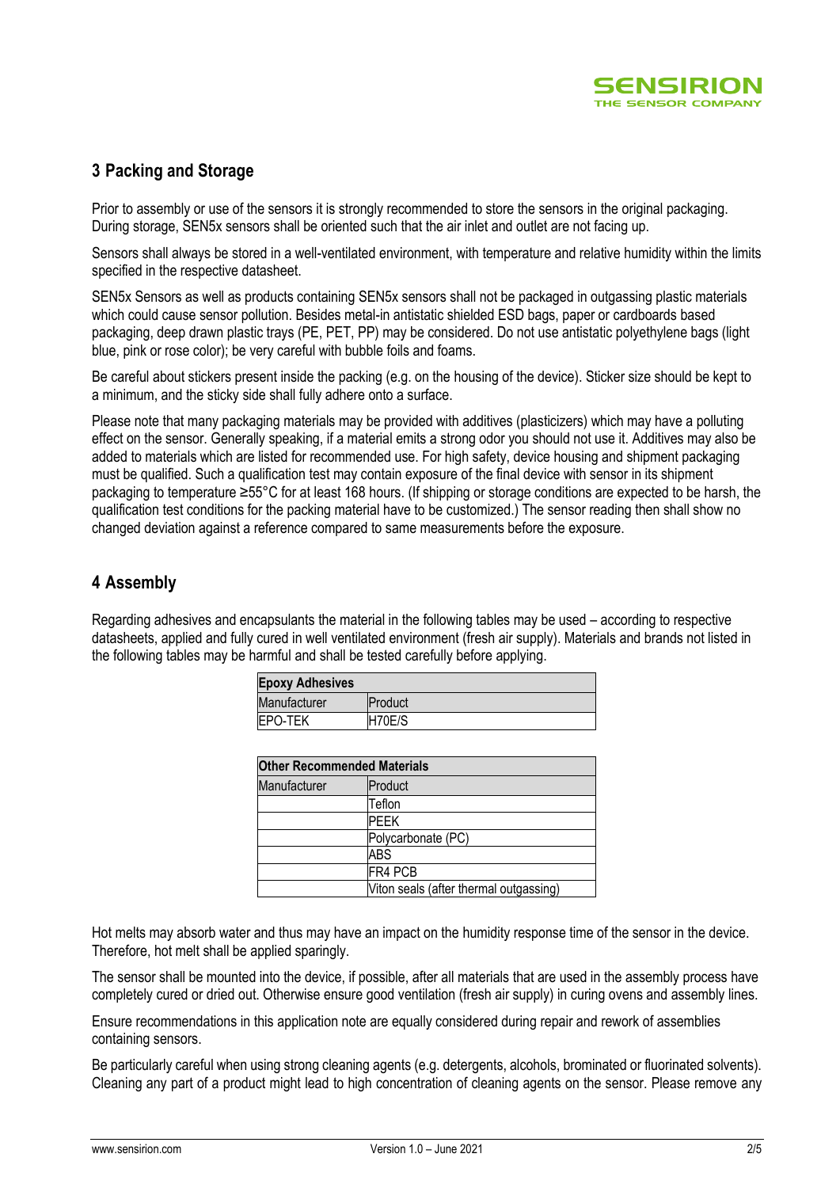## 3 Packing and Storage

Prior to assembly or use of the sensors it is strongly recommended to store the sensors in the original packaging. During storage, SEN5x sensors shall be oriented such that the air inlet and outlet are not facing up.

Sensors shall always be stored in a well-ventilated environment, with temperature and relative humidity within the limits specified in the respective datasheet.

SEN5x Sensors as well as products containing SEN5x sensors shall not be packaged in outgassing plastic materials which could cause sensor pollution. Besides metal-in antistatic shielded ESD bags, paper or cardboards based packaging, deep drawn plastic trays (PE, PET, PP) may be considered. Do not use antistatic polyethylene bags (light blue, pink or rose color); be very careful with bubble foils and foams.

Be careful about stickers present inside the packing (e.g. on the housing of the device). Sticker size should be kept to a minimum, and the sticky side shall fully adhere onto a surface.

Please note that many packaging materials may be provided with additives (plasticizers) which may have a polluting effect on the sensor. Generally speaking, if a material emits a strong odor you should not use it. Additives may also be added to materials which are listed for recommended use. For high safety, device housing and shipment packaging must be qualified. Such a qualification test may contain exposure of the final device with sensor in its shipment packaging to temperature ≥55°C for at least 168 hours. (If shipping or storage conditions are expected to be harsh, the qualification test conditions for the packing material have to be customized.) The sensor reading then shall show no changed deviation against a reference compared to same measurements before the exposure.

## 4 Assembly

Regarding adhesives and encapsulants the material in the following tables may be used – according to respective datasheets, applied and fully cured in well ventilated environment (fresh air supply). Materials and brands not listed in the following tables may be harmful and shall be tested carefully before applying.

| **Epoxy Adhesives** | |
|---|---|
| Manufacturer | Product |
| EPO-TEK | H70E/S |

| **Other Recommended Materials** | |
|---|---|
| Manufacturer | Product |
| | Teflon |
| | PEEK |
| | Polycarbonate (PC) |
| | ABS |
| | FR4 PCB |
| | Viton seals (after thermal outgassing) |

Hot melts may absorb water and thus may have an impact on the humidity response time of the sensor in the device. Therefore, hot melt shall be applied sparingly.

The sensor shall be mounted into the device, if possible, after all materials that are used in the assembly process have completely cured or dried out. Otherwise ensure good ventilation (fresh air supply) in curing ovens and assembly lines.

Ensure recommendations in this application note are equally considered during repair and rework of assemblies containing sensors.

Be particularly careful when using strong cleaning agents (e.g. detergents, alcohols, brominated or fluorinated solvents). Cleaning any part of a product might lead to high concentration of cleaning agents on the sensor. Please remove any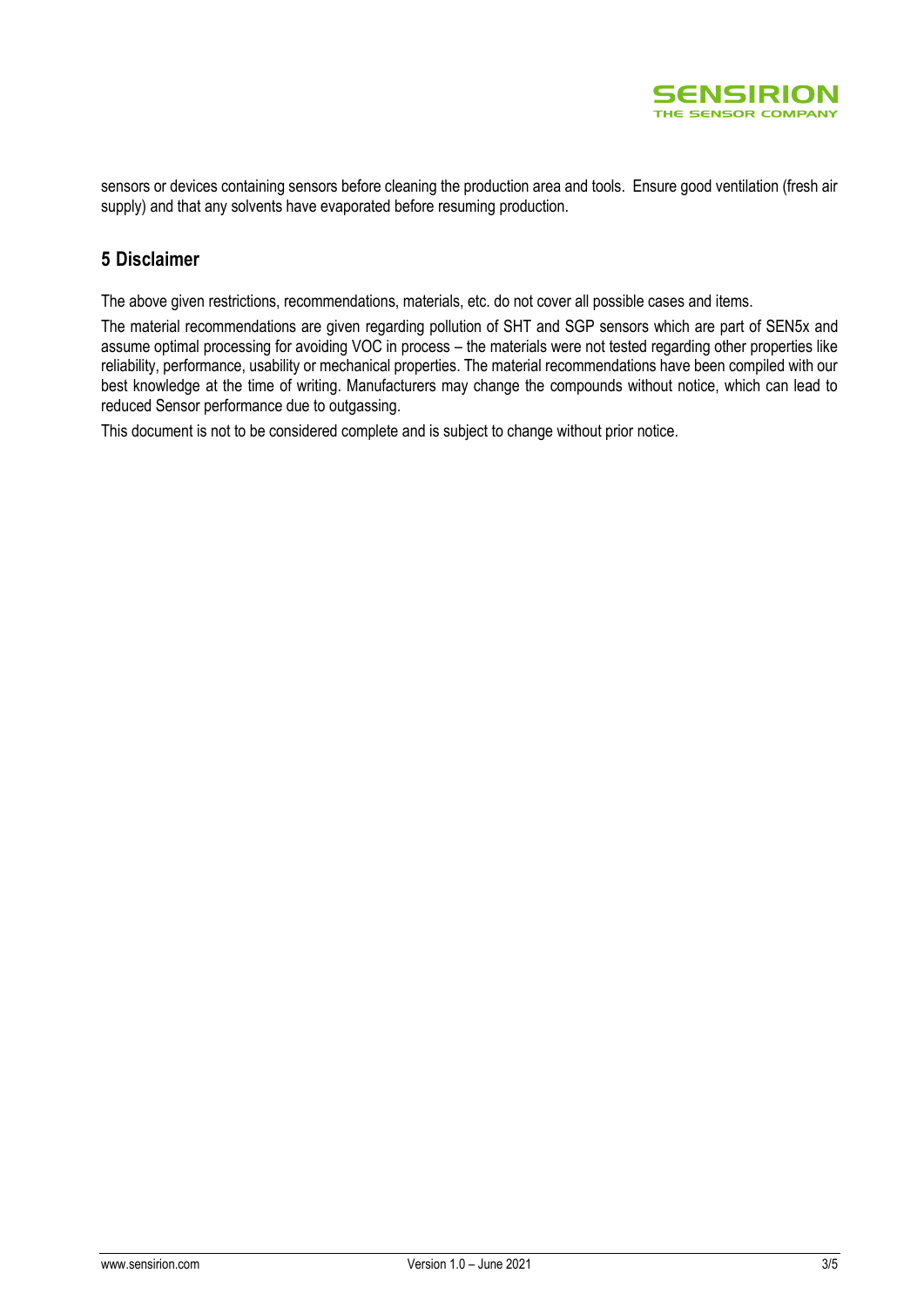sensors or devices containing sensors before cleaning the production area and tools. Ensure good ventilation (fresh air supply) and that any solvents have evaporated before resuming production.

## 5 Disclaimer

The above given restrictions, recommendations, materials, etc. do not cover all possible cases and items.

The material recommendations are given regarding pollution of SHT and SGP sensors which are part of SEN5x and assume optimal processing for avoiding VOC in process – the materials were not tested regarding other properties like reliability, performance, usability or mechanical properties. The material recommendations have been compiled with our best knowledge at the time of writing. Manufacturers may change the compounds without notice, which can lead to reduced Sensor performance due to outgassing.

This document is not to be considered complete and is subject to change without prior notice.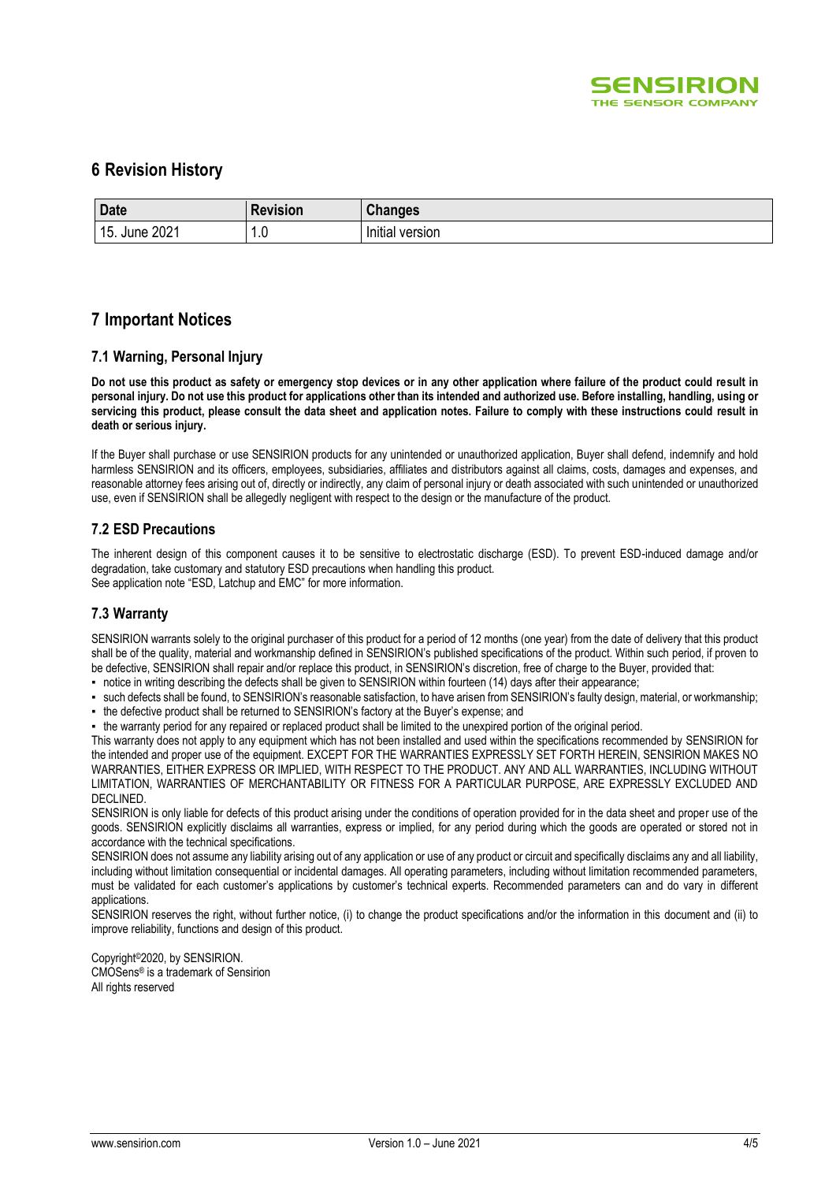## 6 Revision History

| Date | Revision | Changes |
|---|---|---|
| 15. June 2021 | 1.0 | Initial version |

## 7 Important Notices

### 7.1 Warning, Personal Injury

**Do not use this product as safety or emergency stop devices or in any other application where failure of the product could result in personal injury. Do not use this product for applications other than its intended and authorized use. Before installing, handling, using or servicing this product, please consult the data sheet and application notes. Failure to comply with these instructions could result in death or serious injury.**

If the Buyer shall purchase or use SENSIRION products for any unintended or unauthorized application, Buyer shall defend, indemnify and hold harmless SENSIRION and its officers, employees, subsidiaries, affiliates and distributors against all claims, costs, damages and expenses, and reasonable attorney fees arising out of, directly or indirectly, any claim of personal injury or death associated with such unintended or unauthorized use, even if SENSIRION shall be allegedly negligent with respect to the design or the manufacture of the product.

### 7.2 ESD Precautions

The inherent design of this component causes it to be sensitive to electrostatic discharge (ESD). To prevent ESD-induced damage and/or degradation, take customary and statutory ESD precautions when handling this product.
See application note "ESD, Latchup and EMC" for more information.

### 7.3 Warranty

SENSIRION warrants solely to the original purchaser of this product for a period of 12 months (one year) from the date of delivery that this product shall be of the quality, material and workmanship defined in SENSIRION's published specifications of the product. Within such period, if proven to be defective, SENSIRION shall repair and/or replace this product, in SENSIRION's discretion, free of charge to the Buyer, provided that:

- notice in writing describing the defects shall be given to SENSIRION within fourteen (14) days after their appearance;
- such defects shall be found, to SENSIRION's reasonable satisfaction, to have arisen from SENSIRION's faulty design, material, or workmanship;
- the defective product shall be returned to SENSIRION's factory at the Buyer's expense; and
- the warranty period for any repaired or replaced product shall be limited to the unexpired portion of the original period.

This warranty does not apply to any equipment which has not been installed and used within the specifications recommended by SENSIRION for the intended and proper use of the equipment. EXCEPT FOR THE WARRANTIES EXPRESSLY SET FORTH HEREIN, SENSIRION MAKES NO WARRANTIES, EITHER EXPRESS OR IMPLIED, WITH RESPECT TO THE PRODUCT. ANY AND ALL WARRANTIES, INCLUDING WITHOUT LIMITATION, WARRANTIES OF MERCHANTABILITY OR FITNESS FOR A PARTICULAR PURPOSE, ARE EXPRESSLY EXCLUDED AND DECLINED.

SENSIRION is only liable for defects of this product arising under the conditions of operation provided for in the data sheet and proper use of the goods. SENSIRION explicitly disclaims all warranties, express or implied, for any period during which the goods are operated or stored not in accordance with the technical specifications.

SENSIRION does not assume any liability arising out of any application or use of any product or circuit and specifically disclaims any and all liability, including without limitation consequential or incidental damages. All operating parameters, including without limitation recommended parameters, must be validated for each customer's applications by customer's technical experts. Recommended parameters can and do vary in different applications.

SENSIRION reserves the right, without further notice, (i) to change the product specifications and/or the information in this document and (ii) to improve reliability, functions and design of this product.

Copyright©2020, by SENSIRION.
CMOSens® is a trademark of Sensirion
All rights reserved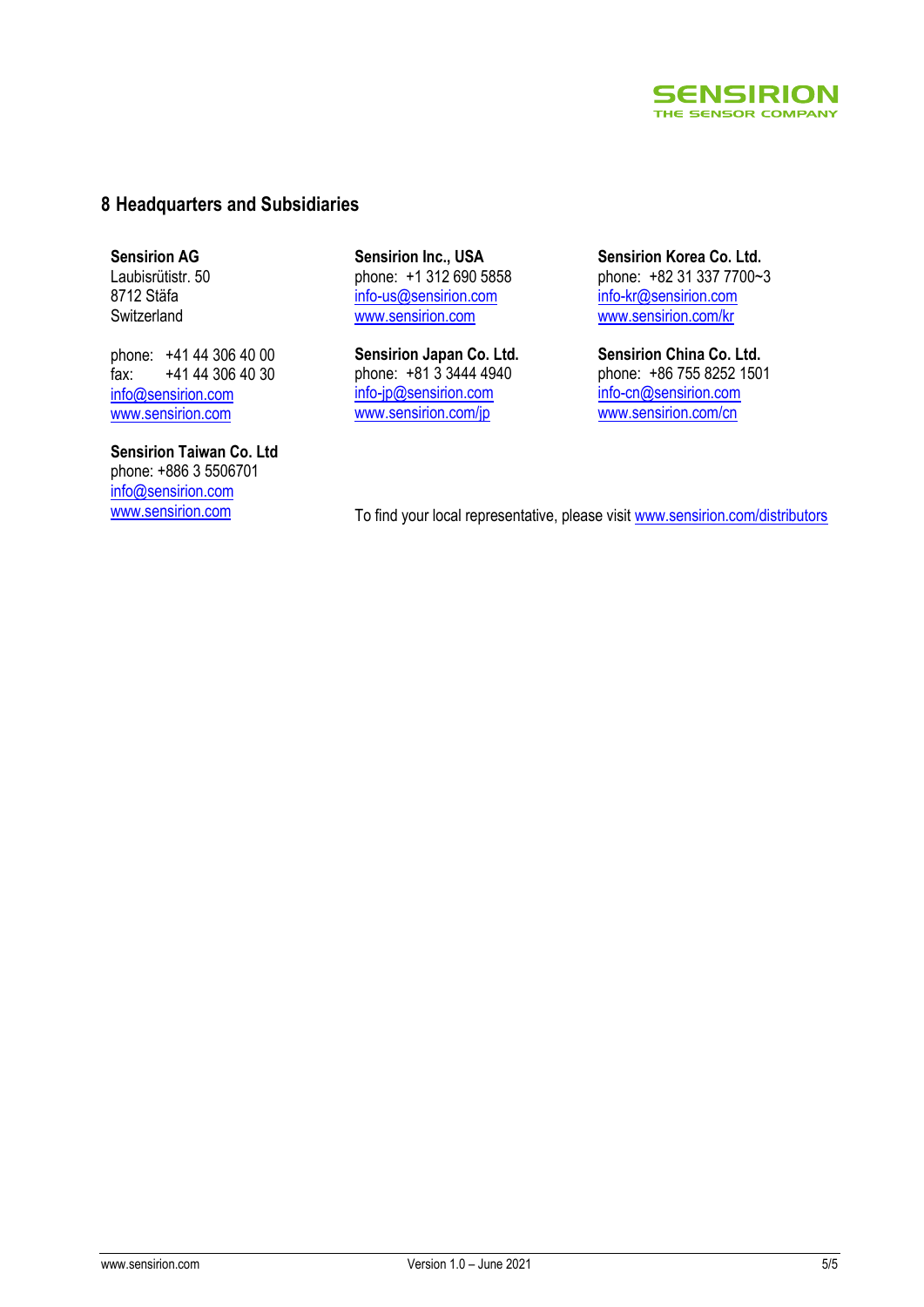## 8 Headquarters and Subsidiaries

**Sensirion AG**
Laubisrütistr. 50
8712 Stäfa
Switzerland

phone: +41 44 306 40 00
fax: +41 44 306 40 30
info@sensirion.com
www.sensirion.com

**Sensirion Taiwan Co. Ltd**
phone: +886 3 5506701
info@sensirion.com
www.sensirion.com

**Sensirion Inc., USA**
phone: +1 312 690 5858
info-us@sensirion.com
www.sensirion.com

**Sensirion Japan Co. Ltd.**
phone: +81 3 3444 4940
info-jp@sensirion.com
www.sensirion.com/jp

**Sensirion Korea Co. Ltd.**
phone: +82 31 337 7700~3
info-kr@sensirion.com
www.sensirion.com/kr

**Sensirion China Co. Ltd.**
phone: +86 755 8252 1501
info-cn@sensirion.com
www.sensirion.com/cn

To find your local representative, please visit www.sensirion.com/distributors